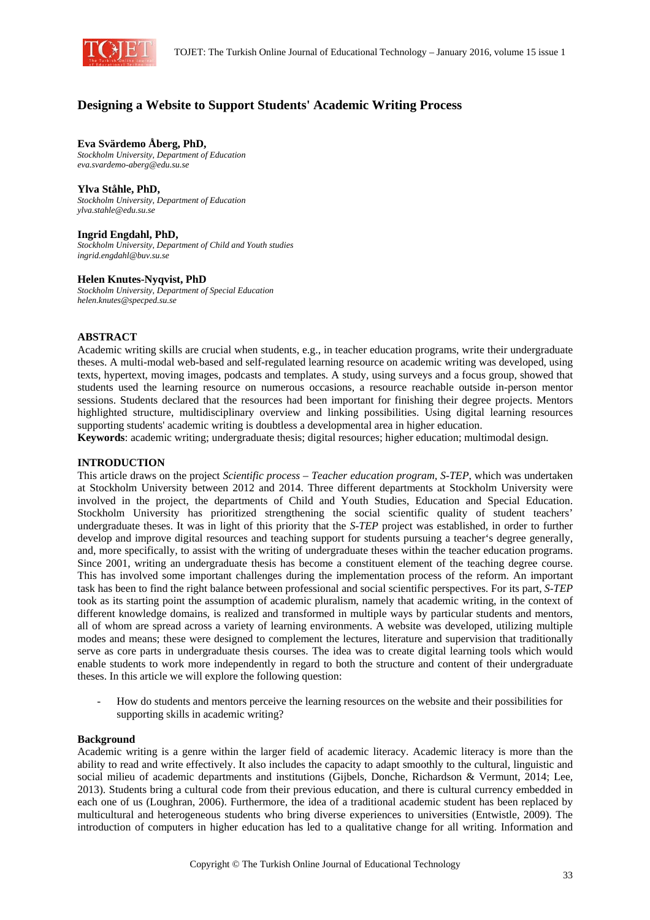# Designing a Website to Support Students' Academic Writing Process

**Eva Svärdemo Åberg, PhD,**
*Stockholm University, Department of Education*
*eva.svardemo-aberg@edu.su.se*

**Ylva Ståhle, PhD,**
*Stockholm University, Department of Education*
*ylva.stahle@edu.su.se*

**Ingrid Engdahl, PhD,**
*Stockholm University, Department of Child and Youth studies*
*ingrid.engdahl@buv.su.se*

**Helen Knutes-Nyqvist, PhD**
*Stockholm University, Department of Special Education*
*helen.knutes@specped.su.se*

## ABSTRACT

Academic writing skills are crucial when students, e.g., in teacher education programs, write their undergraduate theses. A multi-modal web-based and self-regulated learning resource on academic writing was developed, using texts, hypertext, moving images, podcasts and templates. A study, using surveys and a focus group, showed that students used the learning resource on numerous occasions, a resource reachable outside in-person mentor sessions. Students declared that the resources had been important for finishing their degree projects. Mentors highlighted structure, multidisciplinary overview and linking possibilities. Using digital learning resources supporting students' academic writing is doubtless a developmental area in higher education.

**Keywords**: academic writing; undergraduate thesis; digital resources; higher education; multimodal design.

## INTRODUCTION

This article draws on the project *Scientific process – Teacher education program, S-TEP*, which was undertaken at Stockholm University between 2012 and 2014. Three different departments at Stockholm University were involved in the project, the departments of Child and Youth Studies, Education and Special Education. Stockholm University has prioritized strengthening the social scientific quality of student teachers' undergraduate theses. It was in light of this priority that the *S-TEP* project was established, in order to further develop and improve digital resources and teaching support for students pursuing a teacher's degree generally, and, more specifically, to assist with the writing of undergraduate theses within the teacher education programs. Since 2001, writing an undergraduate thesis has become a constituent element of the teaching degree course. This has involved some important challenges during the implementation process of the reform. An important task has been to find the right balance between professional and social scientific perspectives. For its part, *S-TEP* took as its starting point the assumption of academic pluralism, namely that academic writing, in the context of different knowledge domains, is realized and transformed in multiple ways by particular students and mentors, all of whom are spread across a variety of learning environments. A website was developed, utilizing multiple modes and means; these were designed to complement the lectures, literature and supervision that traditionally serve as core parts in undergraduate thesis courses. The idea was to create digital learning tools which would enable students to work more independently in regard to both the structure and content of their undergraduate theses. In this article we will explore the following question:

- How do students and mentors perceive the learning resources on the website and their possibilities for supporting skills in academic writing?

### Background

Academic writing is a genre within the larger field of academic literacy. Academic literacy is more than the ability to read and write effectively. It also includes the capacity to adapt smoothly to the cultural, linguistic and social milieu of academic departments and institutions (Gijbels, Donche, Richardson & Vermunt, 2014; Lee, 2013). Students bring a cultural code from their previous education, and there is cultural currency embedded in each one of us (Loughran, 2006). Furthermore, the idea of a traditional academic student has been replaced by multicultural and heterogeneous students who bring diverse experiences to universities (Entwistle, 2009). The introduction of computers in higher education has led to a qualitative change for all writing. Information and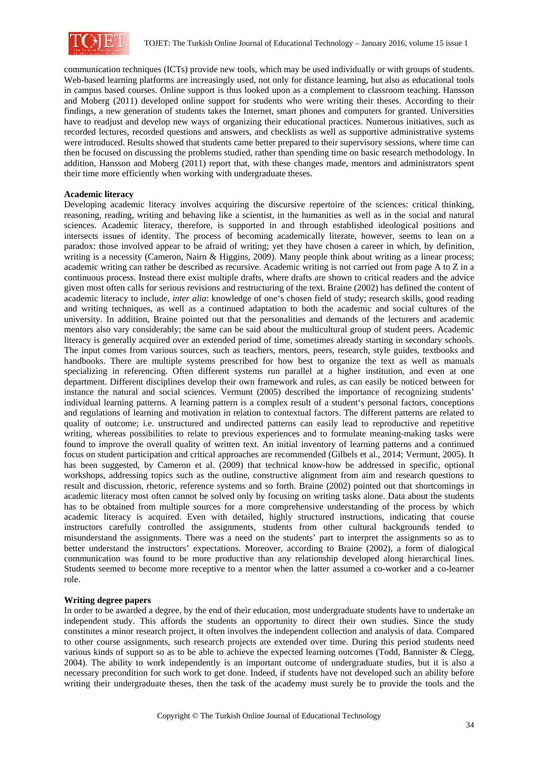communication techniques (ICTs) provide new tools, which may be used individually or with groups of students. Web-based learning platforms are increasingly used, not only for distance learning, but also as educational tools in campus based courses. Online support is thus looked upon as a complement to classroom teaching. Hansson and Moberg (2011) developed online support for students who were writing their theses. According to their findings, a new generation of students takes the Internet, smart phones and computers for granted. Universities have to readjust and develop new ways of organizing their educational practices. Numerous initiatives, such as recorded lectures, recorded questions and answers, and checklists as well as supportive administrative systems were introduced. Results showed that students came better prepared to their supervisory sessions, where time can then be focused on discussing the problems studied, rather than spending time on basic research methodology. In addition, Hansson and Moberg (2011) report that, with these changes made, mentors and administrators spent their time more efficiently when working with undergraduate theses.

**Academic literacy**

Developing academic literacy involves acquiring the discursive repertoire of the sciences: critical thinking, reasoning, reading, writing and behaving like a scientist, in the humanities as well as in the social and natural sciences. Academic literacy, therefore, is supported in and through established ideological positions and intersects issues of identity. The process of becoming academically literate, however, seems to lean on a paradox: those involved appear to be afraid of writing; yet they have chosen a career in which, by definition, writing is a necessity (Cameron, Nairn & Higgins, 2009). Many people think about writing as a linear process; academic writing can rather be described as recursive. Academic writing is not carried out from page A to Z in a continuous process. Instead there exist multiple drafts, where drafts are shown to critical readers and the advice given most often calls for serious revisions and restructuring of the text. Braine (2002) has defined the content of academic literacy to include, *inter alia*: knowledge of one's chosen field of study; research skills, good reading and writing techniques, as well as a continued adaptation to both the academic and social cultures of the university. In addition, Braine pointed out that the personalities and demands of the lecturers and academic mentors also vary considerably; the same can be said about the multicultural group of student peers. Academic literacy is generally acquired over an extended period of time, sometimes already starting in secondary schools. The input comes from various sources, such as teachers, mentors, peers, research, style guides, textbooks and handbooks. There are multiple systems prescribed for how best to organize the text as well as manuals specializing in referencing. Often different systems run parallel at a higher institution, and even at one department. Different disciplines develop their own framework and rules, as can easily be noticed between for instance the natural and social sciences. Vermunt (2005) described the importance of recognizing students' individual learning patterns. A learning pattern is a complex result of a student's personal factors, conceptions and regulations of learning and motivation in relation to contextual factors. The different patterns are related to quality of outcome; i.e. unstructured and undirected patterns can easily lead to reproductive and repetitive writing, whereas possibilities to relate to previous experiences and to formulate meaning-making tasks were found to improve the overall quality of written text. An initial inventory of learning patterns and a continued focus on student participation and critical approaches are recommended (Gilbels et al., 2014; Vermunt, 2005). It has been suggested, by Cameron et al. (2009) that technical know-how be addressed in specific, optional workshops, addressing topics such as the outline, constructive alignment from aim and research questions to result and discussion, rhetoric, reference systems and so forth. Braine (2002) pointed out that shortcomings in academic literacy most often cannot be solved only by focusing on writing tasks alone. Data about the students has to be obtained from multiple sources for a more comprehensive understanding of the process by which academic literacy is acquired. Even with detailed, highly structured instructions, indicating that course instructors carefully controlled the assignments, students from other cultural backgrounds tended to misunderstand the assignments. There was a need on the students' part to interpret the assignments so as to better understand the instructors' expectations. Moreover, according to Braine (2002), a form of dialogical communication was found to be more productive than any relationship developed along hierarchical lines. Students seemed to become more receptive to a mentor when the latter assumed a co-worker and a co-learner role.

**Writing degree papers**

In order to be awarded a degree, by the end of their education, most undergraduate students have to undertake an independent study. This affords the students an opportunity to direct their own studies. Since the study constitutes a minor research project, it often involves the independent collection and analysis of data. Compared to other course assignments, such research projects are extended over time. During this period students need various kinds of support so as to be able to achieve the expected learning outcomes (Todd, Bannister & Clegg, 2004). The ability to work independently is an important outcome of undergraduate studies, but it is also a necessary precondition for such work to get done. Indeed, if students have not developed such an ability before writing their undergraduate theses, then the task of the academy must surely be to provide the tools and the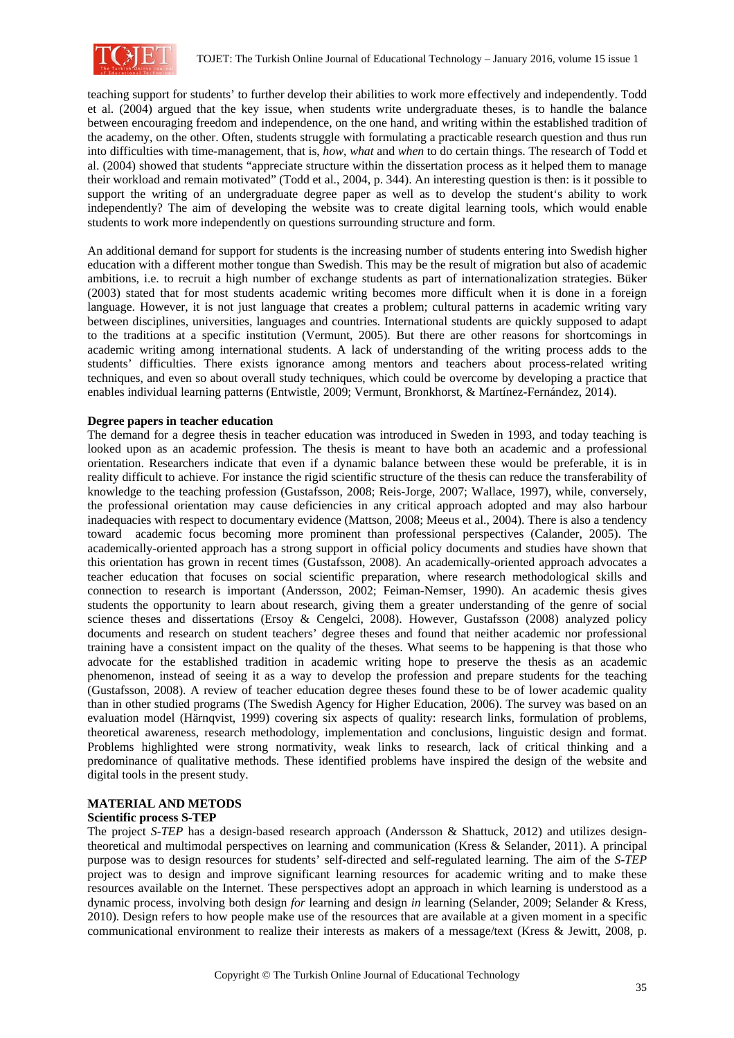teaching support for students' to further develop their abilities to work more effectively and independently. Todd et al. (2004) argued that the key issue, when students write undergraduate theses, is to handle the balance between encouraging freedom and independence, on the one hand, and writing within the established tradition of the academy, on the other. Often, students struggle with formulating a practicable research question and thus run into difficulties with time-management, that is, *how*, *what* and *when* to do certain things. The research of Todd et al. (2004) showed that students "appreciate structure within the dissertation process as it helped them to manage their workload and remain motivated" (Todd et al., 2004, p. 344). An interesting question is then: is it possible to support the writing of an undergraduate degree paper as well as to develop the student's ability to work independently? The aim of developing the website was to create digital learning tools, which would enable students to work more independently on questions surrounding structure and form.

An additional demand for support for students is the increasing number of students entering into Swedish higher education with a different mother tongue than Swedish. This may be the result of migration but also of academic ambitions, i.e. to recruit a high number of exchange students as part of internationalization strategies. Büker (2003) stated that for most students academic writing becomes more difficult when it is done in a foreign language. However, it is not just language that creates a problem; cultural patterns in academic writing vary between disciplines, universities, languages and countries. International students are quickly supposed to adapt to the traditions at a specific institution (Vermunt, 2005). But there are other reasons for shortcomings in academic writing among international students. A lack of understanding of the writing process adds to the students' difficulties. There exists ignorance among mentors and teachers about process-related writing techniques, and even so about overall study techniques, which could be overcome by developing a practice that enables individual learning patterns (Entwistle, 2009; Vermunt, Bronkhorst, & Martínez-Fernández, 2014).

**Degree papers in teacher education**

The demand for a degree thesis in teacher education was introduced in Sweden in 1993, and today teaching is looked upon as an academic profession. The thesis is meant to have both an academic and a professional orientation. Researchers indicate that even if a dynamic balance between these would be preferable, it is in reality difficult to achieve. For instance the rigid scientific structure of the thesis can reduce the transferability of knowledge to the teaching profession (Gustafsson, 2008; Reis-Jorge, 2007; Wallace, 1997), while, conversely, the professional orientation may cause deficiencies in any critical approach adopted and may also harbour inadequacies with respect to documentary evidence (Mattson, 2008; Meeus et al., 2004). There is also a tendency toward academic focus becoming more prominent than professional perspectives (Calander, 2005). The academically-oriented approach has a strong support in official policy documents and studies have shown that this orientation has grown in recent times (Gustafsson, 2008). An academically-oriented approach advocates a teacher education that focuses on social scientific preparation, where research methodological skills and connection to research is important (Andersson, 2002; Feiman-Nemser, 1990). An academic thesis gives students the opportunity to learn about research, giving them a greater understanding of the genre of social science theses and dissertations (Ersoy & Cengelci, 2008). However, Gustafsson (2008) analyzed policy documents and research on student teachers' degree theses and found that neither academic nor professional training have a consistent impact on the quality of the theses. What seems to be happening is that those who advocate for the established tradition in academic writing hope to preserve the thesis as an academic phenomenon, instead of seeing it as a way to develop the profession and prepare students for the teaching (Gustafsson, 2008). A review of teacher education degree theses found these to be of lower academic quality than in other studied programs (The Swedish Agency for Higher Education, 2006). The survey was based on an evaluation model (Härnqvist, 1999) covering six aspects of quality: research links, formulation of problems, theoretical awareness, research methodology, implementation and conclusions, linguistic design and format. Problems highlighted were strong normativity, weak links to research, lack of critical thinking and a predominance of qualitative methods. These identified problems have inspired the design of the website and digital tools in the present study.

## MATERIAL AND METODS

**Scientific process S-TEP**

The project *S-TEP* has a design-based research approach (Andersson & Shattuck, 2012) and utilizes design-theoretical and multimodal perspectives on learning and communication (Kress & Selander, 2011). A principal purpose was to design resources for students' self-directed and self-regulated learning. The aim of the *S-TEP* project was to design and improve significant learning resources for academic writing and to make these resources available on the Internet. These perspectives adopt an approach in which learning is understood as a dynamic process, involving both design *for* learning and design *in* learning (Selander, 2009; Selander & Kress, 2010). Design refers to how people make use of the resources that are available at a given moment in a specific communicational environment to realize their interests as makers of a message/text (Kress & Jewitt, 2008, p.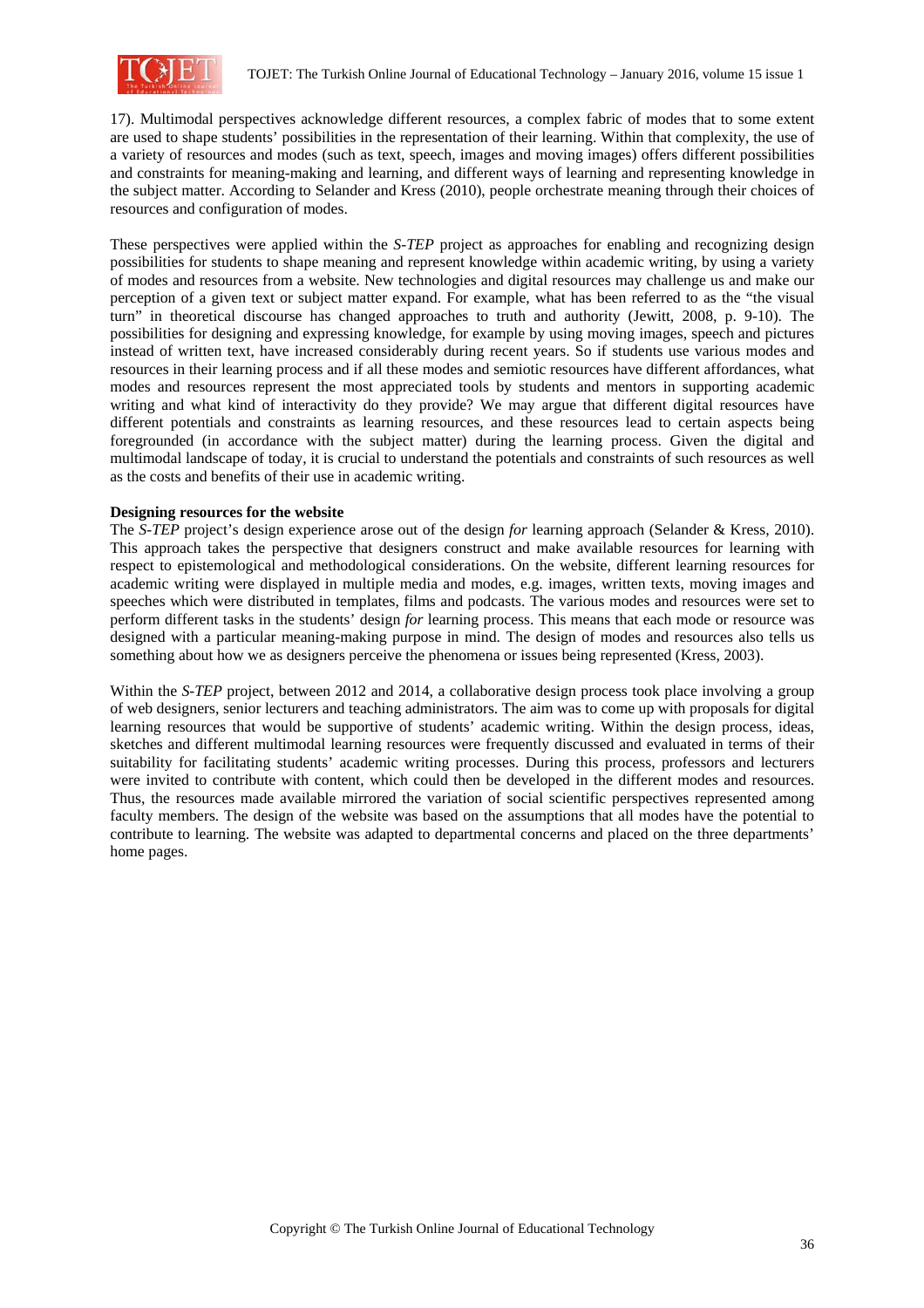17). Multimodal perspectives acknowledge different resources, a complex fabric of modes that to some extent are used to shape students' possibilities in the representation of their learning. Within that complexity, the use of a variety of resources and modes (such as text, speech, images and moving images) offers different possibilities and constraints for meaning-making and learning, and different ways of learning and representing knowledge in the subject matter. According to Selander and Kress (2010), people orchestrate meaning through their choices of resources and configuration of modes.

These perspectives were applied within the *S-TEP* project as approaches for enabling and recognizing design possibilities for students to shape meaning and represent knowledge within academic writing, by using a variety of modes and resources from a website. New technologies and digital resources may challenge us and make our perception of a given text or subject matter expand. For example, what has been referred to as the "the visual turn" in theoretical discourse has changed approaches to truth and authority (Jewitt, 2008, p. 9-10). The possibilities for designing and expressing knowledge, for example by using moving images, speech and pictures instead of written text, have increased considerably during recent years. So if students use various modes and resources in their learning process and if all these modes and semiotic resources have different affordances, what modes and resources represent the most appreciated tools by students and mentors in supporting academic writing and what kind of interactivity do they provide? We may argue that different digital resources have different potentials and constraints as learning resources, and these resources lead to certain aspects being foregrounded (in accordance with the subject matter) during the learning process. Given the digital and multimodal landscape of today, it is crucial to understand the potentials and constraints of such resources as well as the costs and benefits of their use in academic writing.

**Designing resources for the website**

The *S-TEP* project's design experience arose out of the design *for* learning approach (Selander & Kress, 2010). This approach takes the perspective that designers construct and make available resources for learning with respect to epistemological and methodological considerations. On the website, different learning resources for academic writing were displayed in multiple media and modes, e.g. images, written texts, moving images and speeches which were distributed in templates, films and podcasts. The various modes and resources were set to perform different tasks in the students' design *for* learning process. This means that each mode or resource was designed with a particular meaning-making purpose in mind. The design of modes and resources also tells us something about how we as designers perceive the phenomena or issues being represented (Kress, 2003).

Within the *S-TEP* project, between 2012 and 2014, a collaborative design process took place involving a group of web designers, senior lecturers and teaching administrators. The aim was to come up with proposals for digital learning resources that would be supportive of students' academic writing. Within the design process, ideas, sketches and different multimodal learning resources were frequently discussed and evaluated in terms of their suitability for facilitating students' academic writing processes. During this process, professors and lecturers were invited to contribute with content, which could then be developed in the different modes and resources. Thus, the resources made available mirrored the variation of social scientific perspectives represented among faculty members. The design of the website was based on the assumptions that all modes have the potential to contribute to learning. The website was adapted to departmental concerns and placed on the three departments' home pages.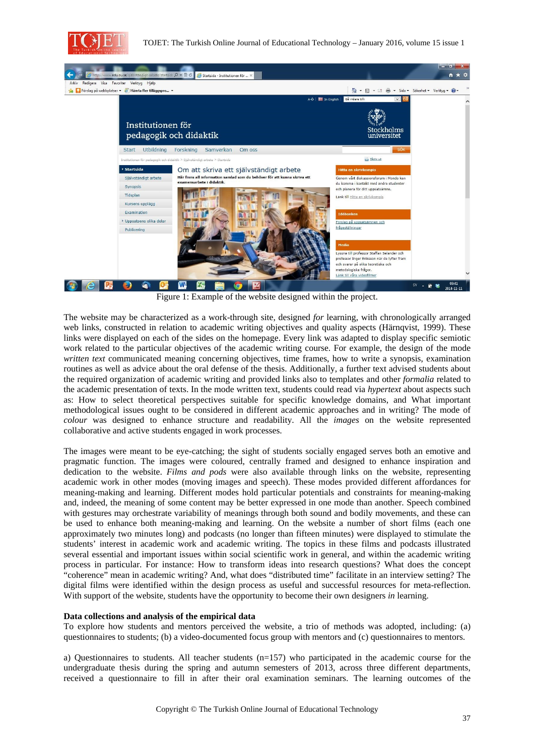Figure 1: Example of the website designed within the project.

The website may be characterized as a work-through site, designed *for* learning, with chronologically arranged web links, constructed in relation to academic writing objectives and quality aspects (Härnqvist, 1999). These links were displayed on each of the sides on the homepage. Every link was adapted to display specific semiotic work related to the particular objectives of the academic writing course. For example, the design of the mode *written text* communicated meaning concerning objectives, time frames, how to write a synopsis, examination routines as well as advice about the oral defense of the thesis. Additionally, a further text advised students about the required organization of academic writing and provided links also to templates and other *formalia* related to the academic presentation of texts. In the mode written text, students could read via *hypertext* about aspects such as: How to select theoretical perspectives suitable for specific knowledge domains, and What important methodological issues ought to be considered in different academic approaches and in writing? The mode of *colour* was designed to enhance structure and readability. All the *images* on the website represented collaborative and active students engaged in work processes.

The images were meant to be eye-catching; the sight of students socially engaged serves both an emotive and pragmatic function. The images were coloured, centrally framed and designed to enhance inspiration and dedication to the website. *Films and pods* were also available through links on the website, representing academic work in other modes (moving images and speech). These modes provided different affordances for meaning-making and learning. Different modes hold particular potentials and constraints for meaning-making and, indeed, the meaning of some content may be better expressed in one mode than another. Speech combined with gestures may orchestrate variability of meanings through both sound and bodily movements, and these can be used to enhance both meaning-making and learning. On the website a number of short films (each one approximately two minutes long) and podcasts (no longer than fifteen minutes) were displayed to stimulate the students' interest in academic work and academic writing. The topics in these films and podcasts illustrated several essential and important issues within social scientific work in general, and within the academic writing process in particular. For instance: How to transform ideas into research questions? What does the concept "coherence" mean in academic writing? And, what does "distributed time" facilitate in an interview setting? The digital films were identified within the design process as useful and successful resources for meta-reflection. With support of the website, students have the opportunity to become their own designers *in* learning.

**Data collections and analysis of the empirical data**

To explore how students and mentors perceived the website, a trio of methods was adopted, including: (a) questionnaires to students; (b) a video-documented focus group with mentors and (c) questionnaires to mentors.

a) Questionnaires to students. All teacher students (n=157) who participated in the academic course for the undergraduate thesis during the spring and autumn semesters of 2013, across three different departments, received a questionnaire to fill in after their oral examination seminars. The learning outcomes of the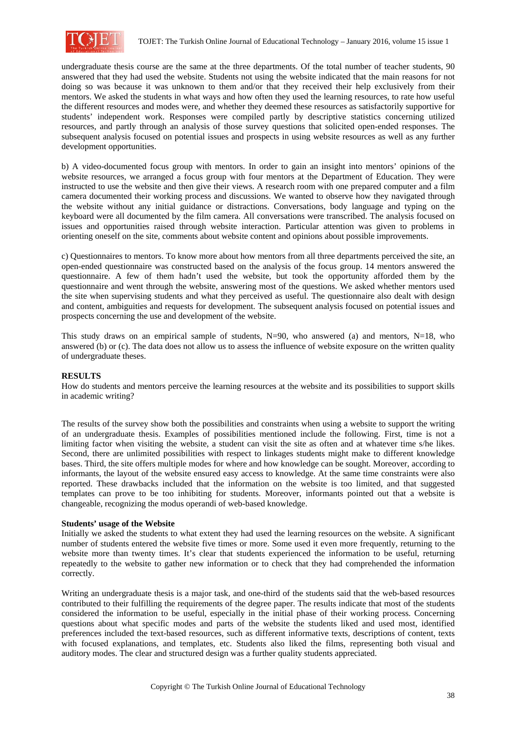undergraduate thesis course are the same at the three departments. Of the total number of teacher students, 90 answered that they had used the website. Students not using the website indicated that the main reasons for not doing so was because it was unknown to them and/or that they received their help exclusively from their mentors. We asked the students in what ways and how often they used the learning resources, to rate how useful the different resources and modes were, and whether they deemed these resources as satisfactorily supportive for students' independent work. Responses were compiled partly by descriptive statistics concerning utilized resources, and partly through an analysis of those survey questions that solicited open-ended responses. The subsequent analysis focused on potential issues and prospects in using website resources as well as any further development opportunities.

b) A video-documented focus group with mentors. In order to gain an insight into mentors' opinions of the website resources, we arranged a focus group with four mentors at the Department of Education. They were instructed to use the website and then give their views. A research room with one prepared computer and a film camera documented their working process and discussions. We wanted to observe how they navigated through the website without any initial guidance or distractions. Conversations, body language and typing on the keyboard were all documented by the film camera. All conversations were transcribed. The analysis focused on issues and opportunities raised through website interaction. Particular attention was given to problems in orienting oneself on the site, comments about website content and opinions about possible improvements.

c) Questionnaires to mentors. To know more about how mentors from all three departments perceived the site, an open-ended questionnaire was constructed based on the analysis of the focus group. 14 mentors answered the questionnaire. A few of them hadn't used the website, but took the opportunity afforded them by the questionnaire and went through the website, answering most of the questions. We asked whether mentors used the site when supervising students and what they perceived as useful. The questionnaire also dealt with design and content, ambiguities and requests for development. The subsequent analysis focused on potential issues and prospects concerning the use and development of the website.

This study draws on an empirical sample of students, N=90, who answered (a) and mentors, N=18, who answered (b) or (c). The data does not allow us to assess the influence of website exposure on the written quality of undergraduate theses.

## RESULTS

How do students and mentors perceive the learning resources at the website and its possibilities to support skills in academic writing?

The results of the survey show both the possibilities and constraints when using a website to support the writing of an undergraduate thesis. Examples of possibilities mentioned include the following. First, time is not a limiting factor when visiting the website, a student can visit the site as often and at whatever time s/he likes. Second, there are unlimited possibilities with respect to linkages students might make to different knowledge bases. Third, the site offers multiple modes for where and how knowledge can be sought. Moreover, according to informants, the layout of the website ensured easy access to knowledge. At the same time constraints were also reported. These drawbacks included that the information on the website is too limited, and that suggested templates can prove to be too inhibiting for students. Moreover, informants pointed out that a website is changeable, recognizing the modus operandi of web-based knowledge.

### Students' usage of the Website

Initially we asked the students to what extent they had used the learning resources on the website. A significant number of students entered the website five times or more. Some used it even more frequently, returning to the website more than twenty times. It's clear that students experienced the information to be useful, returning repeatedly to the website to gather new information or to check that they had comprehended the information correctly.

Writing an undergraduate thesis is a major task, and one-third of the students said that the web-based resources contributed to their fulfilling the requirements of the degree paper. The results indicate that most of the students considered the information to be useful, especially in the initial phase of their working process. Concerning questions about what specific modes and parts of the website the students liked and used most, identified preferences included the text-based resources, such as different informative texts, descriptions of content, texts with focused explanations, and templates, etc. Students also liked the films, representing both visual and auditory modes. The clear and structured design was a further quality students appreciated.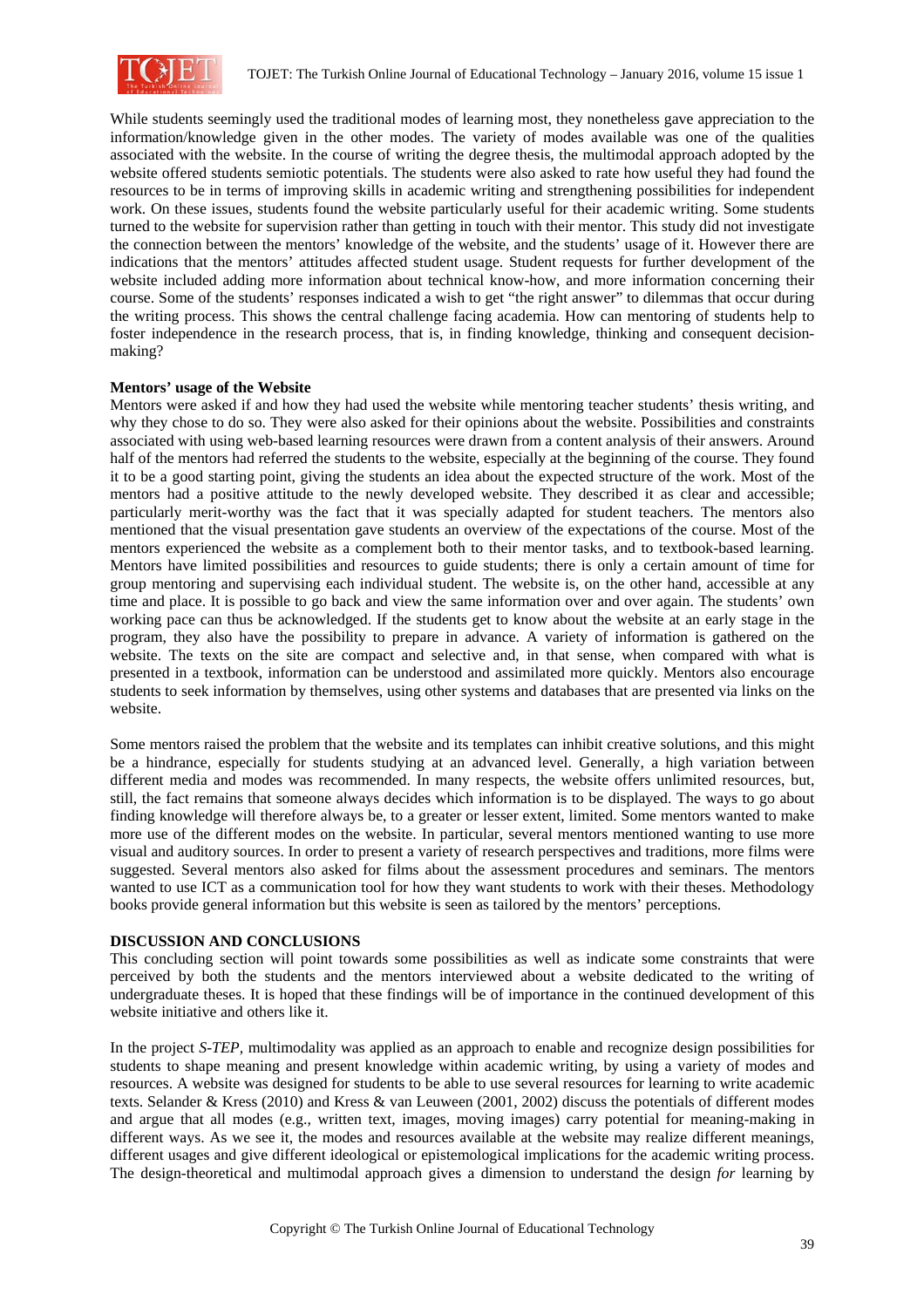While students seemingly used the traditional modes of learning most, they nonetheless gave appreciation to the information/knowledge given in the other modes. The variety of modes available was one of the qualities associated with the website. In the course of writing the degree thesis, the multimodal approach adopted by the website offered students semiotic potentials. The students were also asked to rate how useful they had found the resources to be in terms of improving skills in academic writing and strengthening possibilities for independent work. On these issues, students found the website particularly useful for their academic writing. Some students turned to the website for supervision rather than getting in touch with their mentor. This study did not investigate the connection between the mentors' knowledge of the website, and the students' usage of it. However there are indications that the mentors' attitudes affected student usage. Student requests for further development of the website included adding more information about technical know-how, and more information concerning their course. Some of the students' responses indicated a wish to get "the right answer" to dilemmas that occur during the writing process. This shows the central challenge facing academia. How can mentoring of students help to foster independence in the research process, that is, in finding knowledge, thinking and consequent decision-making?

**Mentors' usage of the Website**

Mentors were asked if and how they had used the website while mentoring teacher students' thesis writing, and why they chose to do so. They were also asked for their opinions about the website. Possibilities and constraints associated with using web-based learning resources were drawn from a content analysis of their answers. Around half of the mentors had referred the students to the website, especially at the beginning of the course. They found it to be a good starting point, giving the students an idea about the expected structure of the work. Most of the mentors had a positive attitude to the newly developed website. They described it as clear and accessible; particularly merit-worthy was the fact that it was specially adapted for student teachers. The mentors also mentioned that the visual presentation gave students an overview of the expectations of the course. Most of the mentors experienced the website as a complement both to their mentor tasks, and to textbook-based learning. Mentors have limited possibilities and resources to guide students; there is only a certain amount of time for group mentoring and supervising each individual student. The website is, on the other hand, accessible at any time and place. It is possible to go back and view the same information over and over again. The students' own working pace can thus be acknowledged. If the students get to know about the website at an early stage in the program, they also have the possibility to prepare in advance. A variety of information is gathered on the website. The texts on the site are compact and selective and, in that sense, when compared with what is presented in a textbook, information can be understood and assimilated more quickly. Mentors also encourage students to seek information by themselves, using other systems and databases that are presented via links on the website.

Some mentors raised the problem that the website and its templates can inhibit creative solutions, and this might be a hindrance, especially for students studying at an advanced level. Generally, a high variation between different media and modes was recommended. In many respects, the website offers unlimited resources, but, still, the fact remains that someone always decides which information is to be displayed. The ways to go about finding knowledge will therefore always be, to a greater or lesser extent, limited. Some mentors wanted to make more use of the different modes on the website. In particular, several mentors mentioned wanting to use more visual and auditory sources. In order to present a variety of research perspectives and traditions, more films were suggested. Several mentors also asked for films about the assessment procedures and seminars. The mentors wanted to use ICT as a communication tool for how they want students to work with their theses. Methodology books provide general information but this website is seen as tailored by the mentors' perceptions.

**DISCUSSION AND CONCLUSIONS**

This concluding section will point towards some possibilities as well as indicate some constraints that were perceived by both the students and the mentors interviewed about a website dedicated to the writing of undergraduate theses. It is hoped that these findings will be of importance in the continued development of this website initiative and others like it.

In the project *S-TEP*, multimodality was applied as an approach to enable and recognize design possibilities for students to shape meaning and present knowledge within academic writing, by using a variety of modes and resources. A website was designed for students to be able to use several resources for learning to write academic texts. Selander & Kress (2010) and Kress & van Leuween (2001, 2002) discuss the potentials of different modes and argue that all modes (e.g., written text, images, moving images) carry potential for meaning-making in different ways. As we see it, the modes and resources available at the website may realize different meanings, different usages and give different ideological or epistemological implications for the academic writing process. The design-theoretical and multimodal approach gives a dimension to understand the design *for* learning by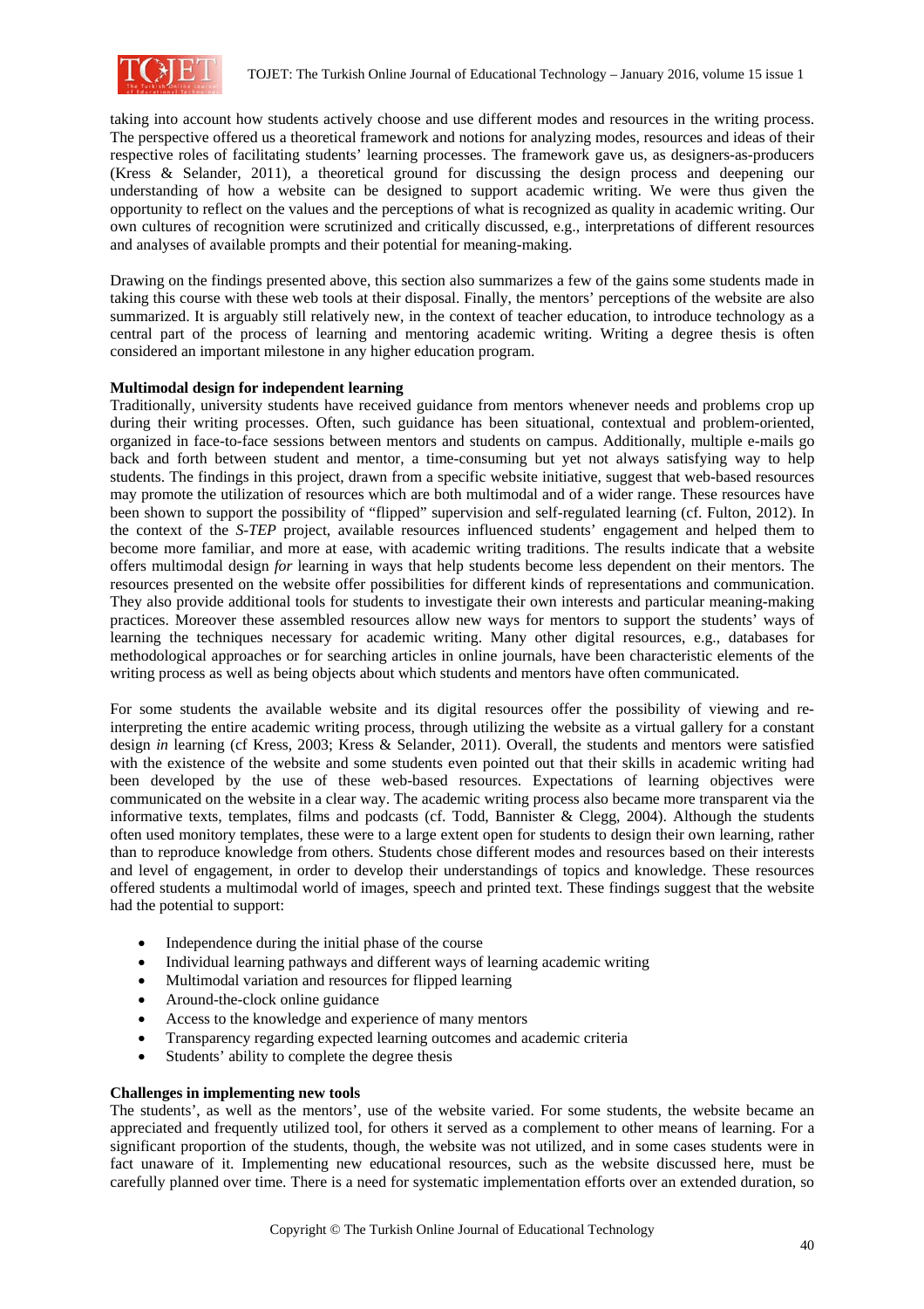taking into account how students actively choose and use different modes and resources in the writing process. The perspective offered us a theoretical framework and notions for analyzing modes, resources and ideas of their respective roles of facilitating students' learning processes. The framework gave us, as designers-as-producers (Kress & Selander, 2011), a theoretical ground for discussing the design process and deepening our understanding of how a website can be designed to support academic writing. We were thus given the opportunity to reflect on the values and the perceptions of what is recognized as quality in academic writing. Our own cultures of recognition were scrutinized and critically discussed, e.g., interpretations of different resources and analyses of available prompts and their potential for meaning-making.

Drawing on the findings presented above, this section also summarizes a few of the gains some students made in taking this course with these web tools at their disposal. Finally, the mentors' perceptions of the website are also summarized. It is arguably still relatively new, in the context of teacher education, to introduce technology as a central part of the process of learning and mentoring academic writing. Writing a degree thesis is often considered an important milestone in any higher education program.

**Multimodal design for independent learning**

Traditionally, university students have received guidance from mentors whenever needs and problems crop up during their writing processes. Often, such guidance has been situational, contextual and problem-oriented, organized in face-to-face sessions between mentors and students on campus. Additionally, multiple e-mails go back and forth between student and mentor, a time-consuming but yet not always satisfying way to help students. The findings in this project, drawn from a specific website initiative, suggest that web-based resources may promote the utilization of resources which are both multimodal and of a wider range. These resources have been shown to support the possibility of "flipped" supervision and self-regulated learning (cf. Fulton, 2012). In the context of the *S-TEP* project, available resources influenced students' engagement and helped them to become more familiar, and more at ease, with academic writing traditions. The results indicate that a website offers multimodal design *for* learning in ways that help students become less dependent on their mentors. The resources presented on the website offer possibilities for different kinds of representations and communication. They also provide additional tools for students to investigate their own interests and particular meaning-making practices. Moreover these assembled resources allow new ways for mentors to support the students' ways of learning the techniques necessary for academic writing. Many other digital resources, e.g., databases for methodological approaches or for searching articles in online journals, have been characteristic elements of the writing process as well as being objects about which students and mentors have often communicated.

For some students the available website and its digital resources offer the possibility of viewing and re-interpreting the entire academic writing process, through utilizing the website as a virtual gallery for a constant design *in* learning (cf Kress, 2003; Kress & Selander, 2011). Overall, the students and mentors were satisfied with the existence of the website and some students even pointed out that their skills in academic writing had been developed by the use of these web-based resources. Expectations of learning objectives were communicated on the website in a clear way. The academic writing process also became more transparent via the informative texts, templates, films and podcasts (cf. Todd, Bannister & Clegg, 2004). Although the students often used monitory templates, these were to a large extent open for students to design their own learning, rather than to reproduce knowledge from others. Students chose different modes and resources based on their interests and level of engagement, in order to develop their understandings of topics and knowledge. These resources offered students a multimodal world of images, speech and printed text. These findings suggest that the website had the potential to support:

- Independence during the initial phase of the course
- Individual learning pathways and different ways of learning academic writing
- Multimodal variation and resources for flipped learning
- Around-the-clock online guidance
- Access to the knowledge and experience of many mentors
- Transparency regarding expected learning outcomes and academic criteria
- Students' ability to complete the degree thesis

**Challenges in implementing new tools**

The students', as well as the mentors', use of the website varied. For some students, the website became an appreciated and frequently utilized tool, for others it served as a complement to other means of learning. For a significant proportion of the students, though, the website was not utilized, and in some cases students were in fact unaware of it. Implementing new educational resources, such as the website discussed here, must be carefully planned over time. There is a need for systematic implementation efforts over an extended duration, so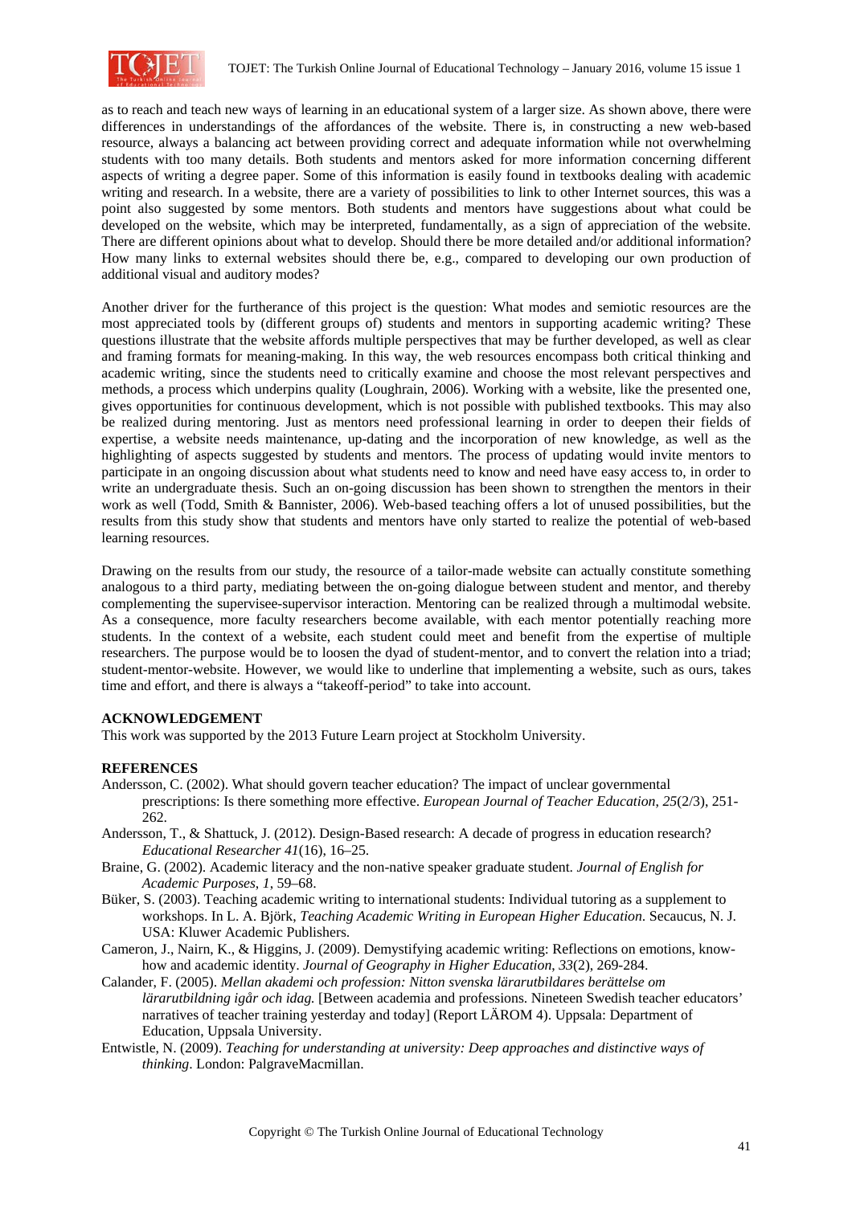as to reach and teach new ways of learning in an educational system of a larger size. As shown above, there were differences in understandings of the affordances of the website. There is, in constructing a new web-based resource, always a balancing act between providing correct and adequate information while not overwhelming students with too many details. Both students and mentors asked for more information concerning different aspects of writing a degree paper. Some of this information is easily found in textbooks dealing with academic writing and research. In a website, there are a variety of possibilities to link to other Internet sources, this was a point also suggested by some mentors. Both students and mentors have suggestions about what could be developed on the website, which may be interpreted, fundamentally, as a sign of appreciation of the website. There are different opinions about what to develop. Should there be more detailed and/or additional information? How many links to external websites should there be, e.g., compared to developing our own production of additional visual and auditory modes?

Another driver for the furtherance of this project is the question: What modes and semiotic resources are the most appreciated tools by (different groups of) students and mentors in supporting academic writing? These questions illustrate that the website affords multiple perspectives that may be further developed, as well as clear and framing formats for meaning-making. In this way, the web resources encompass both critical thinking and academic writing, since the students need to critically examine and choose the most relevant perspectives and methods, a process which underpins quality (Loughrain, 2006). Working with a website, like the presented one, gives opportunities for continuous development, which is not possible with published textbooks. This may also be realized during mentoring. Just as mentors need professional learning in order to deepen their fields of expertise, a website needs maintenance, up-dating and the incorporation of new knowledge, as well as the highlighting of aspects suggested by students and mentors. The process of updating would invite mentors to participate in an ongoing discussion about what students need to know and need have easy access to, in order to write an undergraduate thesis. Such an on-going discussion has been shown to strengthen the mentors in their work as well (Todd, Smith & Bannister, 2006). Web-based teaching offers a lot of unused possibilities, but the results from this study show that students and mentors have only started to realize the potential of web-based learning resources.

Drawing on the results from our study, the resource of a tailor-made website can actually constitute something analogous to a third party, mediating between the on-going dialogue between student and mentor, and thereby complementing the supervisee-supervisor interaction. Mentoring can be realized through a multimodal website. As a consequence, more faculty researchers become available, with each mentor potentially reaching more students. In the context of a website, each student could meet and benefit from the expertise of multiple researchers. The purpose would be to loosen the dyad of student-mentor, and to convert the relation into a triad; student-mentor-website. However, we would like to underline that implementing a website, such as ours, takes time and effort, and there is always a "takeoff-period" to take into account.

**ACKNOWLEDGEMENT**

This work was supported by the 2013 Future Learn project at Stockholm University.

**REFERENCES**

Andersson, C. (2002). What should govern teacher education? The impact of unclear governmental prescriptions: Is there something more effective. *European Journal of Teacher Education*, *25*(2/3), 251-262.

Andersson, T., & Shattuck, J. (2012). Design-Based research: A decade of progress in education research? *Educational Researcher 41*(16), 16–25.

Braine, G. (2002). Academic literacy and the non-native speaker graduate student. *Journal of English for Academic Purposes*, *1*, 59–68.

Büker, S. (2003). Teaching academic writing to international students: Individual tutoring as a supplement to workshops. In L. A. Björk, *Teaching Academic Writing in European Higher Education*. Secaucus, N. J. USA: Kluwer Academic Publishers.

Cameron, J., Nairn, K., & Higgins, J. (2009). Demystifying academic writing: Reflections on emotions, know-how and academic identity. *Journal of Geography in Higher Education*, *33*(2), 269-284.

Calander, F. (2005). *Mellan akademi och profession: Nitton svenska lärarutbildares berättelse om lärarutbildning igår och idag.* [Between academia and professions. Nineteen Swedish teacher educators' narratives of teacher training yesterday and today] (Report LÄROM 4). Uppsala: Department of Education, Uppsala University.

Entwistle, N. (2009). *Teaching for understanding at university: Deep approaches and distinctive ways of thinking*. London: PalgraveMacmillan.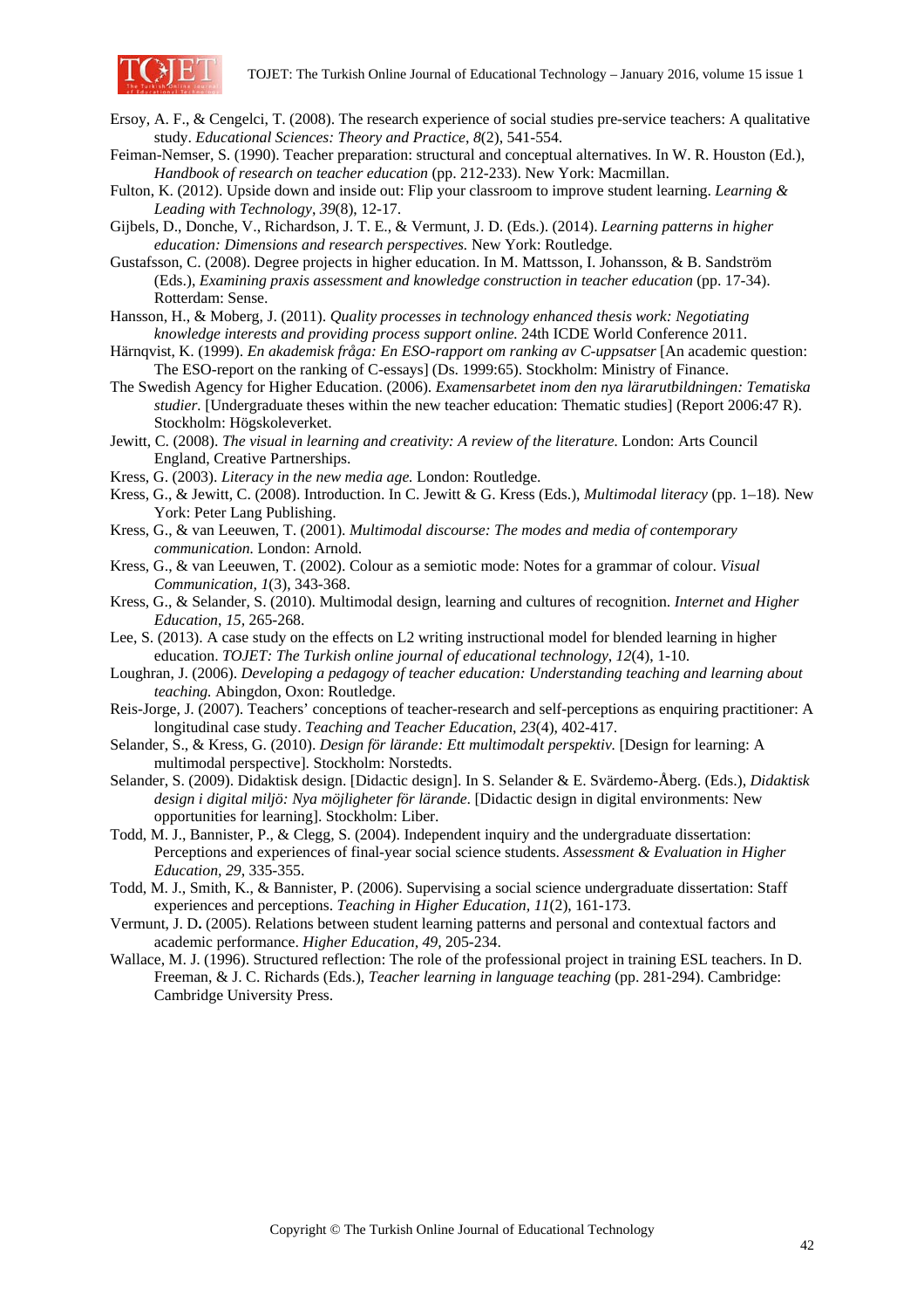Ersoy, A. F., & Cengelci, T. (2008). The research experience of social studies pre-service teachers: A qualitative study. *Educational Sciences: Theory and Practice*, *8*(2), 541-554.

Feiman-Nemser, S. (1990). Teacher preparation: structural and conceptual alternatives. In W. R. Houston (Ed.), *Handbook of research on teacher education* (pp. 212-233). New York: Macmillan.

Fulton, K. (2012). Upside down and inside out: Flip your classroom to improve student learning. *Learning & Leading with Technology*, *39*(8), 12-17.

Gijbels, D., Donche, V., Richardson, J. T. E., & Vermunt, J. D. (Eds.). (2014). *Learning patterns in higher education: Dimensions and research perspectives.* New York: Routledge.

Gustafsson, C. (2008). Degree projects in higher education. In M. Mattsson, I. Johansson, & B. Sandström (Eds.), *Examining praxis assessment and knowledge construction in teacher education* (pp. 17-34). Rotterdam: Sense.

Hansson, H., & Moberg, J. (2011). *Quality processes in technology enhanced thesis work: Negotiating knowledge interests and providing process support online.* 24th ICDE World Conference 2011.

Härnqvist, K. (1999). *En akademisk fråga: En ESO-rapport om ranking av C-uppsatser* [An academic question: The ESO-report on the ranking of C-essays] (Ds. 1999:65). Stockholm: Ministry of Finance.

The Swedish Agency for Higher Education. (2006). *Examensarbetet inom den nya lärarutbildningen: Tematiska studier.* [Undergraduate theses within the new teacher education: Thematic studies] (Report 2006:47 R). Stockholm: Högskoleverket.

Jewitt, C. (2008). *The visual in learning and creativity: A review of the literature.* London: Arts Council England, Creative Partnerships.

Kress, G. (2003). *Literacy in the new media age.* London: Routledge.

Kress, G., & Jewitt, C. (2008). Introduction. In C. Jewitt & G. Kress (Eds.), *Multimodal literacy* (pp. 1–18). New York: Peter Lang Publishing.

Kress, G., & van Leeuwen, T. (2001). *Multimodal discourse: The modes and media of contemporary communication.* London: Arnold.

Kress, G., & van Leeuwen, T. (2002). Colour as a semiotic mode: Notes for a grammar of colour. *Visual Communication, 1*(3), 343-368.

Kress, G., & Selander, S. (2010). Multimodal design, learning and cultures of recognition. *Internet and Higher Education, 15*, 265-268.

Lee, S. (2013). A case study on the effects on L2 writing instructional model for blended learning in higher education. *TOJET: The Turkish online journal of educational technology*, *12*(4), 1-10.

Loughran, J. (2006). *Developing a pedagogy of teacher education: Understanding teaching and learning about teaching.* Abingdon, Oxon: Routledge.

Reis-Jorge, J. (2007). Teachers' conceptions of teacher-research and self-perceptions as enquiring practitioner: A longitudinal case study. *Teaching and Teacher Education*, *23*(4), 402-417.

Selander, S., & Kress, G. (2010). *Design för lärande: Ett multimodalt perspektiv.* [Design for learning: A multimodal perspective]. Stockholm: Norstedts.

Selander, S. (2009). Didaktisk design. [Didactic design]. In S. Selander & E. Svärdemo-Åberg. (Eds.), *Didaktisk design i digital miljö: Nya möjligheter för lärande*. [Didactic design in digital environments: New opportunities for learning]. Stockholm: Liber.

Todd, M. J., Bannister, P., & Clegg, S. (2004). Independent inquiry and the undergraduate dissertation: Perceptions and experiences of final-year social science students. *Assessment & Evaluation in Higher Education, 29*, 335-355.

Todd, M. J., Smith, K., & Bannister, P. (2006). Supervising a social science undergraduate dissertation: Staff experiences and perceptions. *Teaching in Higher Education, 11*(2), 161-173.

Vermunt, J. D. (2005). Relations between student learning patterns and personal and contextual factors and academic performance. *Higher Education, 49*, 205-234.

Wallace, M. J. (1996). Structured reflection: The role of the professional project in training ESL teachers. In D. Freeman, & J. C. Richards (Eds.), *Teacher learning in language teaching* (pp. 281-294). Cambridge: Cambridge University Press.